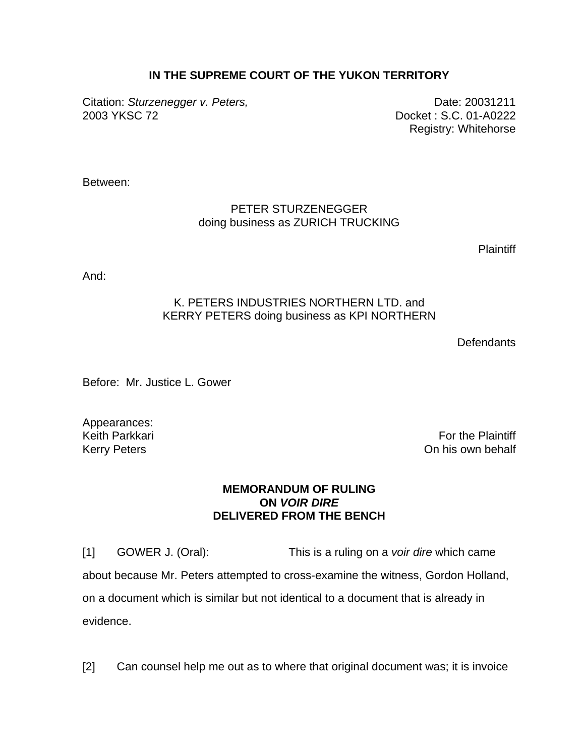**IN THE SUPREME COURT OF THE YUKON TERRITORY**

Citation: *Sturzenegger v. Peters,* 2003 YKSC 72

Date: 20031211
Docket : S.C. 01-A0222
Registry: Whitehorse

Between:

PETER STURZENEGGER
doing business as ZURICH TRUCKING

Plaintiff

And:

K. PETERS INDUSTRIES NORTHERN LTD. and
KERRY PETERS doing business as KPI NORTHERN

Defendants

Before: Mr. Justice L. Gower

Appearances:
Keith Parkkari — For the Plaintiff
Kerry Peters — On his own behalf

**MEMORANDUM OF RULING**
**ON *VOIR DIRE***
**DELIVERED FROM THE BENCH**

[1] GOWER J. (Oral): This is a ruling on a *voir dire* which came about because Mr. Peters attempted to cross-examine the witness, Gordon Holland, on a document which is similar but not identical to a document that is already in evidence.

[2] Can counsel help me out as to where that original document was; it is invoice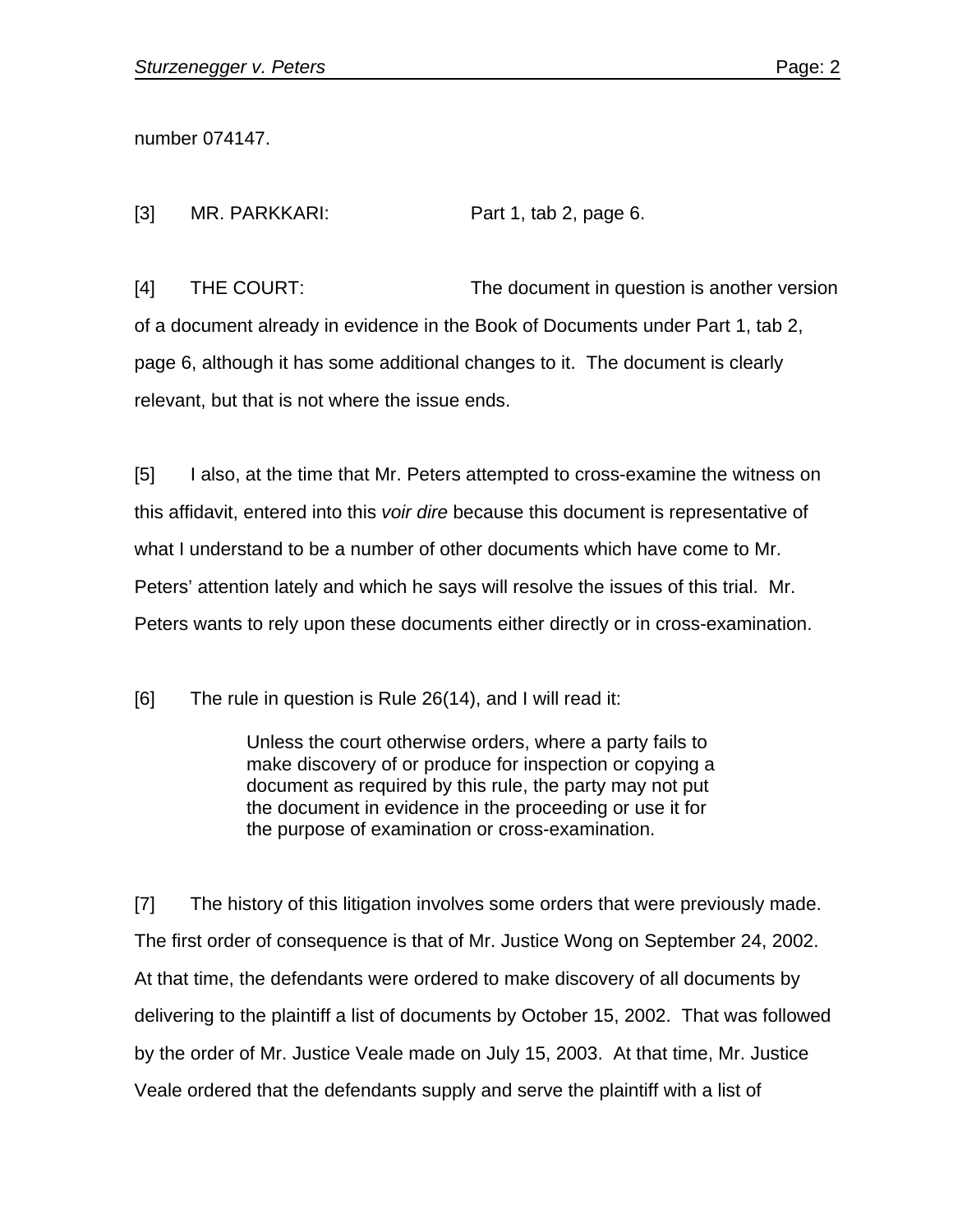number 074147.

[3] MR. PARKKARI: Part 1, tab 2, page 6.

[4] THE COURT: The document in question is another version of a document already in evidence in the Book of Documents under Part 1, tab 2, page 6, although it has some additional changes to it. The document is clearly relevant, but that is not where the issue ends.

[5] I also, at the time that Mr. Peters attempted to cross-examine the witness on this affidavit, entered into this *voir dire* because this document is representative of what I understand to be a number of other documents which have come to Mr. Peters' attention lately and which he says will resolve the issues of this trial. Mr. Peters wants to rely upon these documents either directly or in cross-examination.

[6] The rule in question is Rule 26(14), and I will read it:

> Unless the court otherwise orders, where a party fails to make discovery of or produce for inspection or copying a document as required by this rule, the party may not put the document in evidence in the proceeding or use it for the purpose of examination or cross-examination.

[7] The history of this litigation involves some orders that were previously made. The first order of consequence is that of Mr. Justice Wong on September 24, 2002. At that time, the defendants were ordered to make discovery of all documents by delivering to the plaintiff a list of documents by October 15, 2002. That was followed by the order of Mr. Justice Veale made on July 15, 2003. At that time, Mr. Justice Veale ordered that the defendants supply and serve the plaintiff with a list of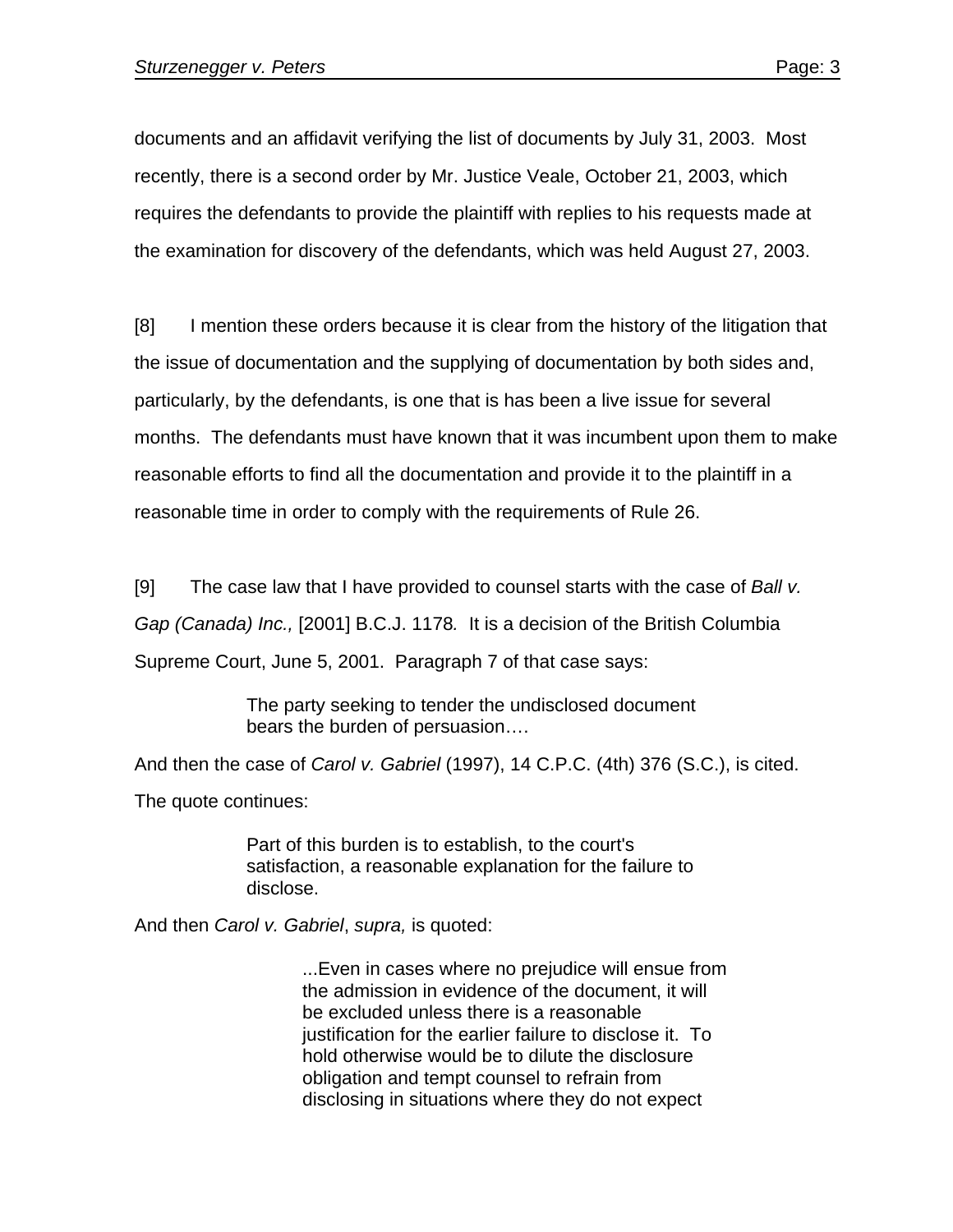documents and an affidavit verifying the list of documents by July 31, 2003. Most recently, there is a second order by Mr. Justice Veale, October 21, 2003, which requires the defendants to provide the plaintiff with replies to his requests made at the examination for discovery of the defendants, which was held August 27, 2003.

[8] I mention these orders because it is clear from the history of the litigation that the issue of documentation and the supplying of documentation by both sides and, particularly, by the defendants, is one that is has been a live issue for several months. The defendants must have known that it was incumbent upon them to make reasonable efforts to find all the documentation and provide it to the plaintiff in a reasonable time in order to comply with the requirements of Rule 26.

[9] The case law that I have provided to counsel starts with the case of *Ball v. Gap (Canada) Inc.,* [2001] B.C.J. 1178*.* It is a decision of the British Columbia Supreme Court, June 5, 2001. Paragraph 7 of that case says:

> The party seeking to tender the undisclosed document bears the burden of persuasion….

And then the case of *Carol v. Gabriel* (1997), 14 C.P.C. (4th) 376 (S.C.), is cited. The quote continues:

> Part of this burden is to establish, to the court's satisfaction, a reasonable explanation for the failure to disclose.

And then *Carol v. Gabriel*, *supra,* is quoted:

> > ...Even in cases where no prejudice will ensue from the admission in evidence of the document, it will be excluded unless there is a reasonable justification for the earlier failure to disclose it. To hold otherwise would be to dilute the disclosure obligation and tempt counsel to refrain from disclosing in situations where they do not expect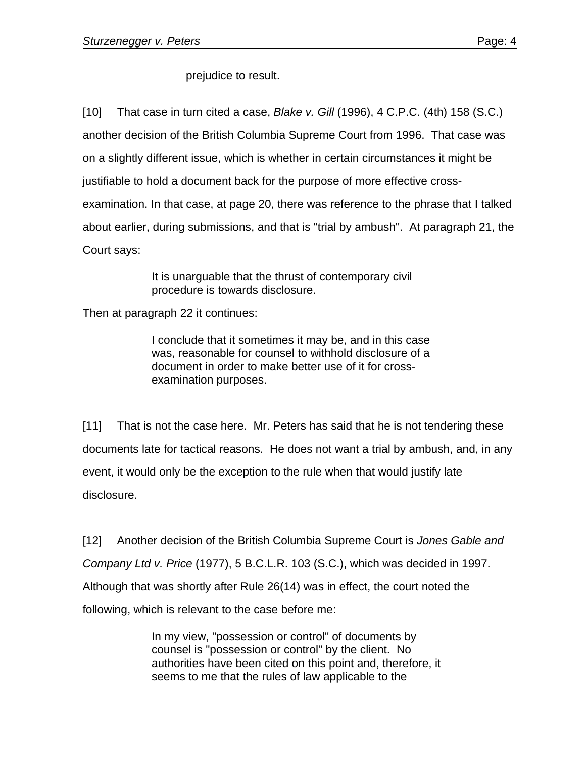> prejudice to result.

[10] That case in turn cited a case, *Blake v. Gill* (1996), 4 C.P.C. (4th) 158 (S.C.) another decision of the British Columbia Supreme Court from 1996. That case was on a slightly different issue, which is whether in certain circumstances it might be justifiable to hold a document back for the purpose of more effective cross-examination. In that case, at page 20, there was reference to the phrase that I talked about earlier, during submissions, and that is "trial by ambush". At paragraph 21, the Court says:

> It is unarguable that the thrust of contemporary civil procedure is towards disclosure.

Then at paragraph 22 it continues:

> I conclude that it sometimes it may be, and in this case was, reasonable for counsel to withhold disclosure of a document in order to make better use of it for cross-examination purposes.

[11] That is not the case here. Mr. Peters has said that he is not tendering these documents late for tactical reasons. He does not want a trial by ambush, and, in any event, it would only be the exception to the rule when that would justify late disclosure.

[12] Another decision of the British Columbia Supreme Court is *Jones Gable and Company Ltd v. Price* (1977), 5 B.C.L.R. 103 (S.C.), which was decided in 1997. Although that was shortly after Rule 26(14) was in effect, the court noted the following, which is relevant to the case before me:

> In my view, "possession or control" of documents by counsel is "possession or control" by the client. No authorities have been cited on this point and, therefore, it seems to me that the rules of law applicable to the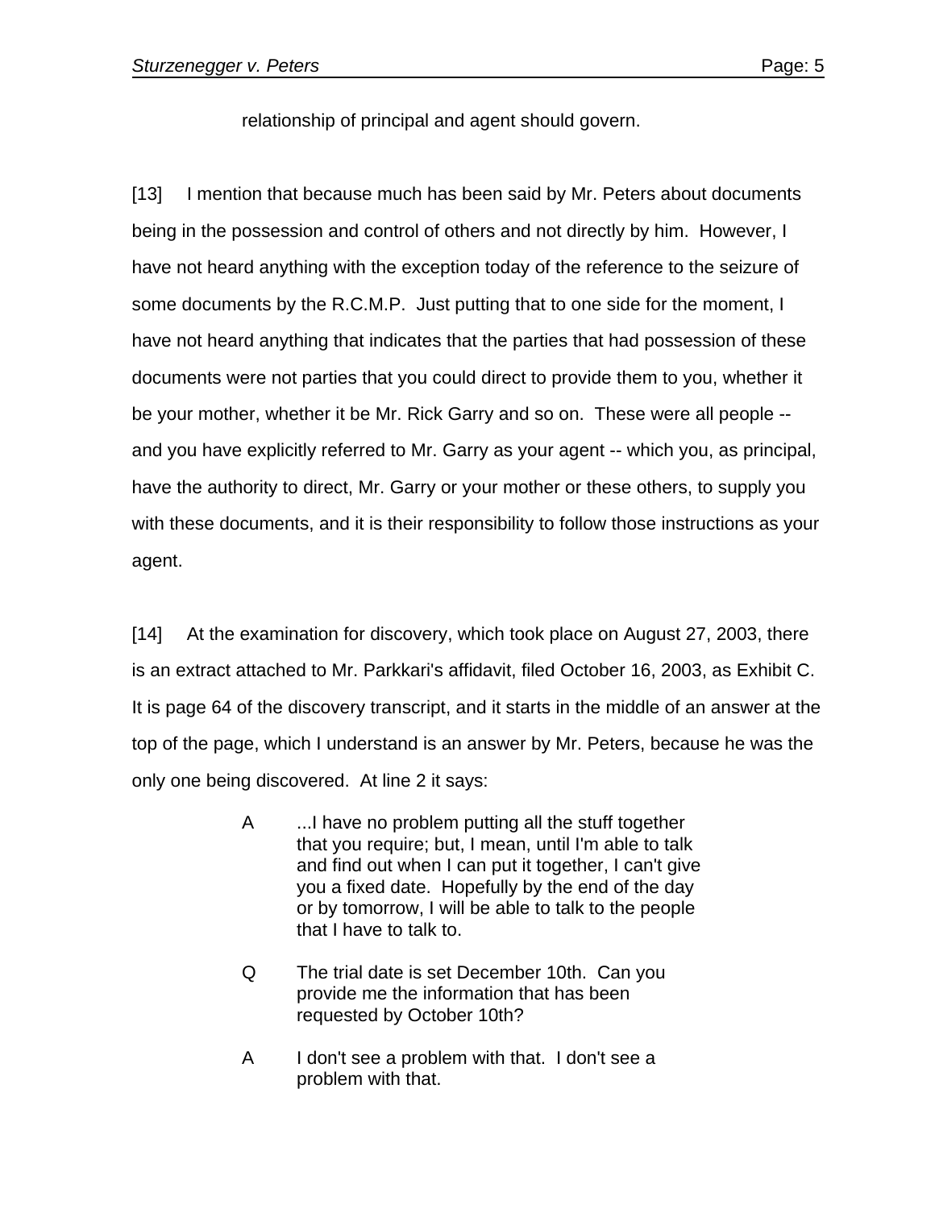relationship of principal and agent should govern.

[13] I mention that because much has been said by Mr. Peters about documents being in the possession and control of others and not directly by him. However, I have not heard anything with the exception today of the reference to the seizure of some documents by the R.C.M.P. Just putting that to one side for the moment, I have not heard anything that indicates that the parties that had possession of these documents were not parties that you could direct to provide them to you, whether it be your mother, whether it be Mr. Rick Garry and so on. These were all people -- and you have explicitly referred to Mr. Garry as your agent -- which you, as principal, have the authority to direct, Mr. Garry or your mother or these others, to supply you with these documents, and it is their responsibility to follow those instructions as your agent.

[14] At the examination for discovery, which took place on August 27, 2003, there is an extract attached to Mr. Parkkari's affidavit, filed October 16, 2003, as Exhibit C. It is page 64 of the discovery transcript, and it starts in the middle of an answer at the top of the page, which I understand is an answer by Mr. Peters, because he was the only one being discovered. At line 2 it says:

> A ...I have no problem putting all the stuff together that you require; but, I mean, until I'm able to talk and find out when I can put it together, I can't give you a fixed date. Hopefully by the end of the day or by tomorrow, I will be able to talk to the people that I have to talk to.
>
> Q The trial date is set December 10th. Can you provide me the information that has been requested by October 10th?
>
> A I don't see a problem with that. I don't see a problem with that.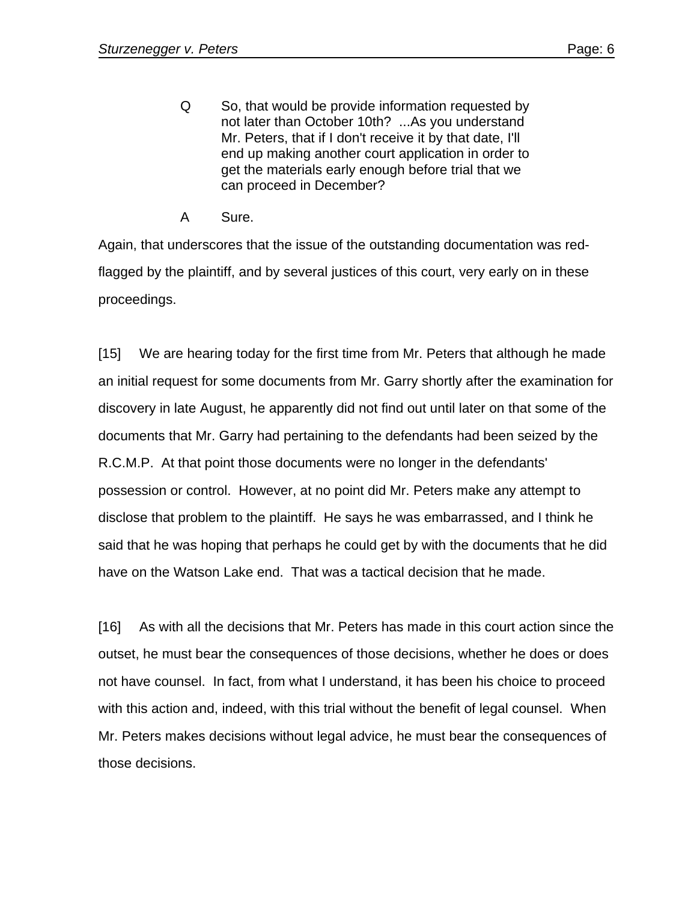> Q So, that would be provide information requested by not later than October 10th? ...As you understand Mr. Peters, that if I don't receive it by that date, I'll end up making another court application in order to get the materials early enough before trial that we can proceed in December?
>
> A Sure.

Again, that underscores that the issue of the outstanding documentation was red-flagged by the plaintiff, and by several justices of this court, very early on in these proceedings.

[15] We are hearing today for the first time from Mr. Peters that although he made an initial request for some documents from Mr. Garry shortly after the examination for discovery in late August, he apparently did not find out until later on that some of the documents that Mr. Garry had pertaining to the defendants had been seized by the R.C.M.P. At that point those documents were no longer in the defendants' possession or control. However, at no point did Mr. Peters make any attempt to disclose that problem to the plaintiff. He says he was embarrassed, and I think he said that he was hoping that perhaps he could get by with the documents that he did have on the Watson Lake end. That was a tactical decision that he made.

[16] As with all the decisions that Mr. Peters has made in this court action since the outset, he must bear the consequences of those decisions, whether he does or does not have counsel. In fact, from what I understand, it has been his choice to proceed with this action and, indeed, with this trial without the benefit of legal counsel. When Mr. Peters makes decisions without legal advice, he must bear the consequences of those decisions.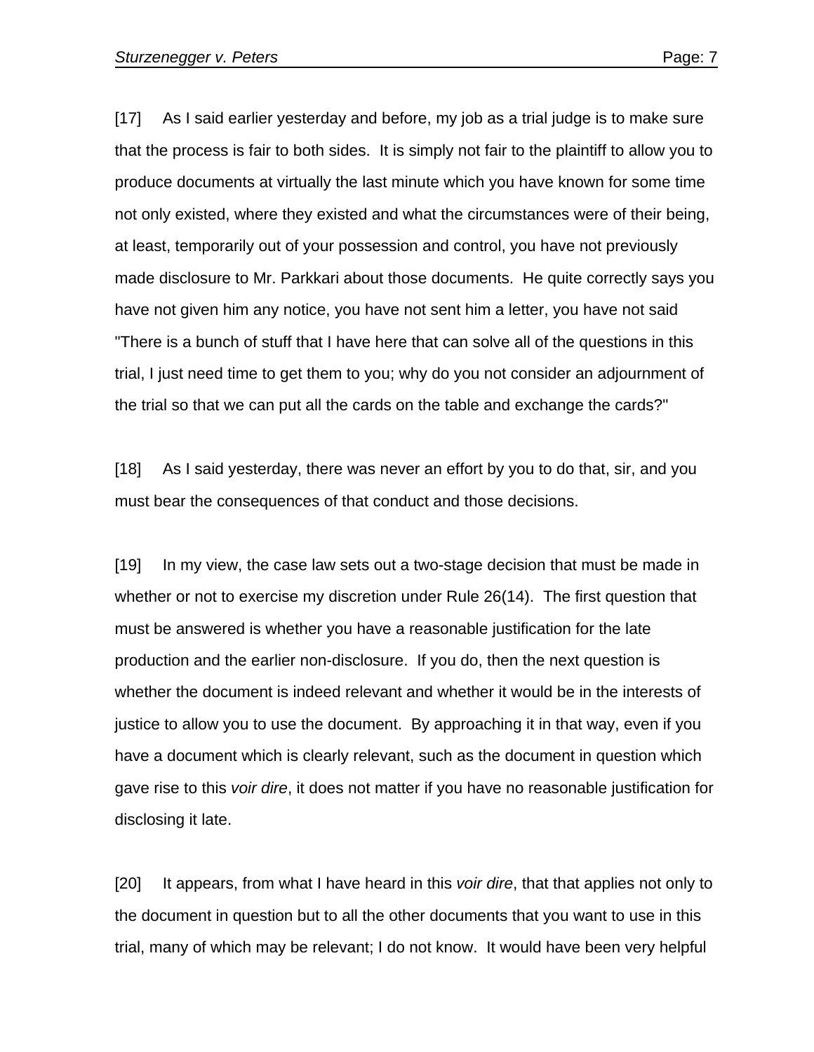[17] As I said earlier yesterday and before, my job as a trial judge is to make sure that the process is fair to both sides. It is simply not fair to the plaintiff to allow you to produce documents at virtually the last minute which you have known for some time not only existed, where they existed and what the circumstances were of their being, at least, temporarily out of your possession and control, you have not previously made disclosure to Mr. Parkkari about those documents. He quite correctly says you have not given him any notice, you have not sent him a letter, you have not said "There is a bunch of stuff that I have here that can solve all of the questions in this trial, I just need time to get them to you; why do you not consider an adjournment of the trial so that we can put all the cards on the table and exchange the cards?"

[18] As I said yesterday, there was never an effort by you to do that, sir, and you must bear the consequences of that conduct and those decisions.

[19] In my view, the case law sets out a two-stage decision that must be made in whether or not to exercise my discretion under Rule 26(14). The first question that must be answered is whether you have a reasonable justification for the late production and the earlier non-disclosure. If you do, then the next question is whether the document is indeed relevant and whether it would be in the interests of justice to allow you to use the document. By approaching it in that way, even if you have a document which is clearly relevant, such as the document in question which gave rise to this *voir dire*, it does not matter if you have no reasonable justification for disclosing it late.

[20] It appears, from what I have heard in this *voir dire*, that that applies not only to the document in question but to all the other documents that you want to use in this trial, many of which may be relevant; I do not know. It would have been very helpful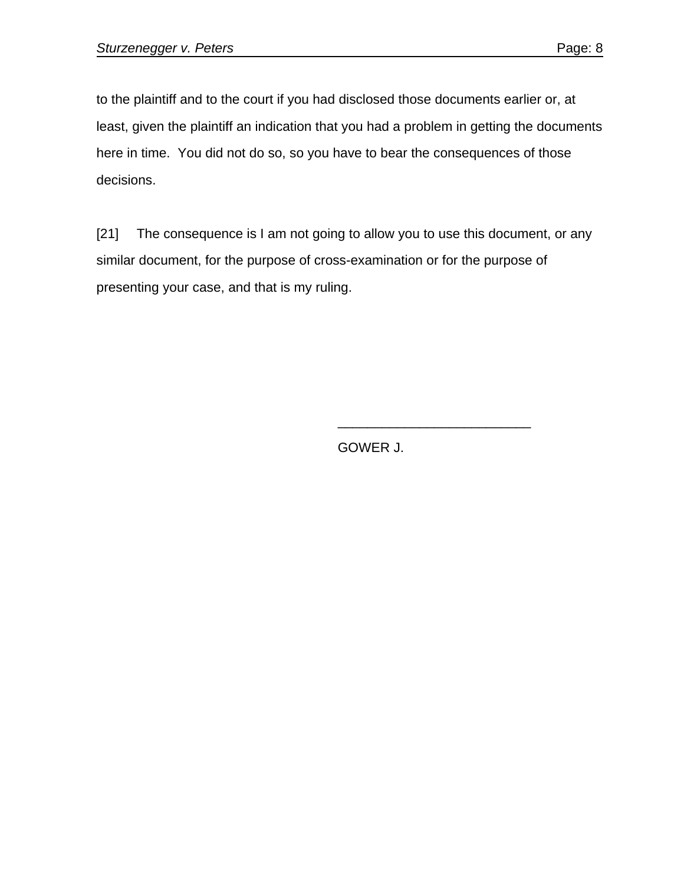to the plaintiff and to the court if you had disclosed those documents earlier or, at least, given the plaintiff an indication that you had a problem in getting the documents here in time. You did not do so, so you have to bear the consequences of those decisions.

[21] The consequence is I am not going to allow you to use this document, or any similar document, for the purpose of cross-examination or for the purpose of presenting your case, and that is my ruling.

\_\_\_\_\_\_\_\_\_\_\_\_\_\_\_\_\_\_\_\_\_\_\_\_\_\_

GOWER J.